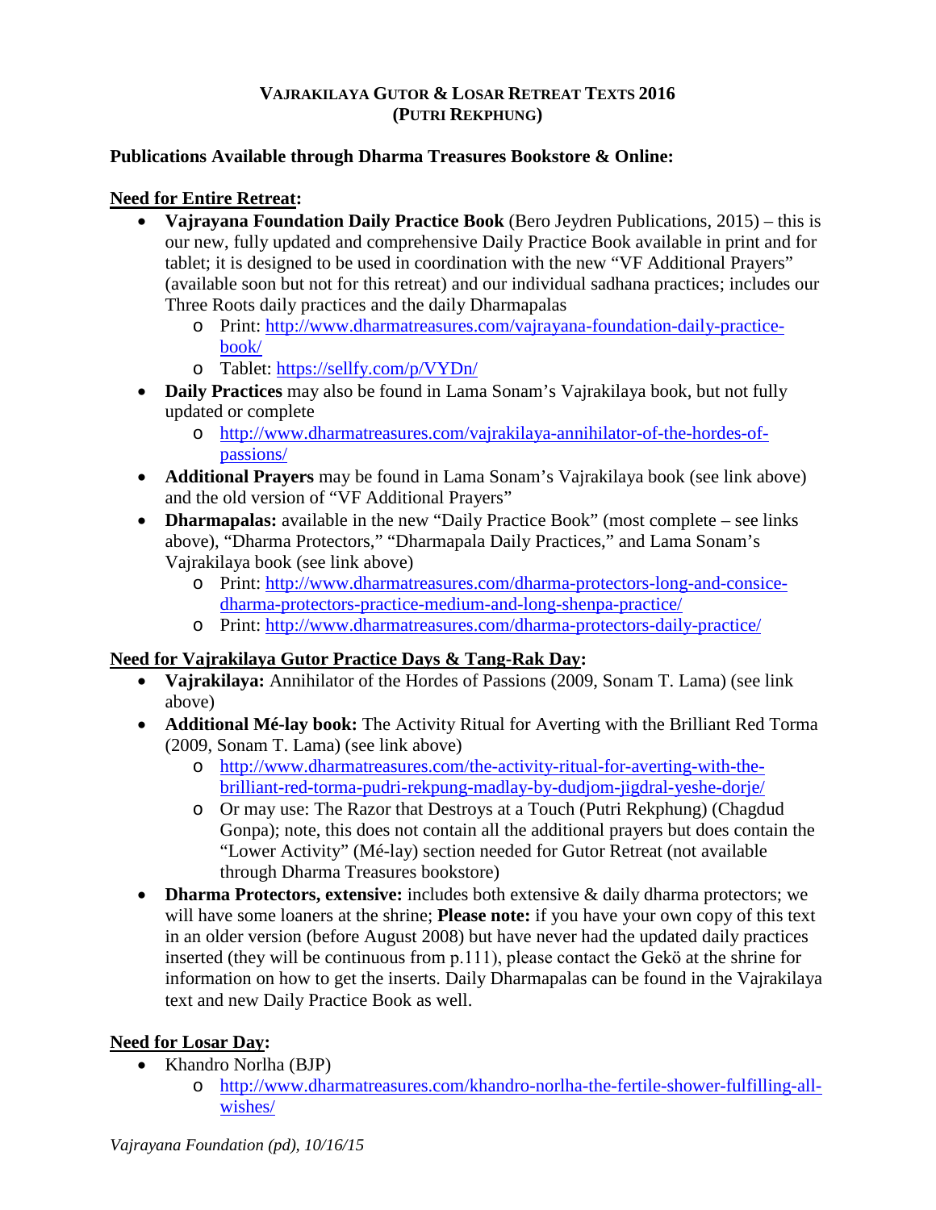# VAJRAKILAYA GUTOR & LOSAR RETREAT TEXTS 2016
## (PUTRI REKPHUNG)

**Publications Available through Dharma Treasures Bookstore & Online:**

**Need for Entire Retreat:**

- **Vajrayana Foundation Daily Practice Book** (Bero Jeydren Publications, 2015) – this is our new, fully updated and comprehensive Daily Practice Book available in print and for tablet; it is designed to be used in coordination with the new "VF Additional Prayers" (available soon but not for this retreat) and our individual sadhana practices; includes our Three Roots daily practices and the daily Dharmapalas
  - Print: http://www.dharmatreasures.com/vajrayana-foundation-daily-practice-book/
  - Tablet: https://sellfy.com/p/VYDn/
- **Daily Practices** may also be found in Lama Sonam's Vajrakilaya book, but not fully updated or complete
  - http://www.dharmatreasures.com/vajrakilaya-annihilator-of-the-hordes-of-passions/
- **Additional Prayers** may be found in Lama Sonam's Vajrakilaya book (see link above) and the old version of "VF Additional Prayers"
- **Dharmapalas:** available in the new "Daily Practice Book" (most complete – see links above), "Dharma Protectors," "Dharmapala Daily Practices," and Lama Sonam's Vajrakilaya book (see link above)
  - Print: http://www.dharmatreasures.com/dharma-protectors-long-and-consice-dharma-protectors-practice-medium-and-long-shenpa-practice/
  - Print: http://www.dharmatreasures.com/dharma-protectors-daily-practice/

**Need for Vajrakilaya Gutor Practice Days & Tang-Rak Day:**

- **Vajrakilaya:** Annihilator of the Hordes of Passions (2009, Sonam T. Lama) (see link above)
- **Additional Mé-lay book:** The Activity Ritual for Averting with the Brilliant Red Torma (2009, Sonam T. Lama) (see link above)
  - http://www.dharmatreasures.com/the-activity-ritual-for-averting-with-the-brilliant-red-torma-pudri-rekpung-madlay-by-dudjom-jigdral-yeshe-dorje/
  - Or may use: The Razor that Destroys at a Touch (Putri Rekphung) (Chagdud Gonpa); note, this does not contain all the additional prayers but does contain the "Lower Activity" (Mé-lay) section needed for Gutor Retreat (not available through Dharma Treasures bookstore)
- **Dharma Protectors, extensive:** includes both extensive & daily dharma protectors; we will have some loaners at the shrine; **Please note:** if you have your own copy of this text in an older version (before August 2008) but have never had the updated daily practices inserted (they will be continuous from p.111), please contact the Gekö at the shrine for information on how to get the inserts. Daily Dharmapalas can be found in the Vajrakilaya text and new Daily Practice Book as well.

**Need for Losar Day:**

- Khandro Norlha (BJP)
  - http://www.dharmatreasures.com/khandro-norlha-the-fertile-shower-fulfilling-all-wishes/

*Vajrayana Foundation (pd), 10/16/15*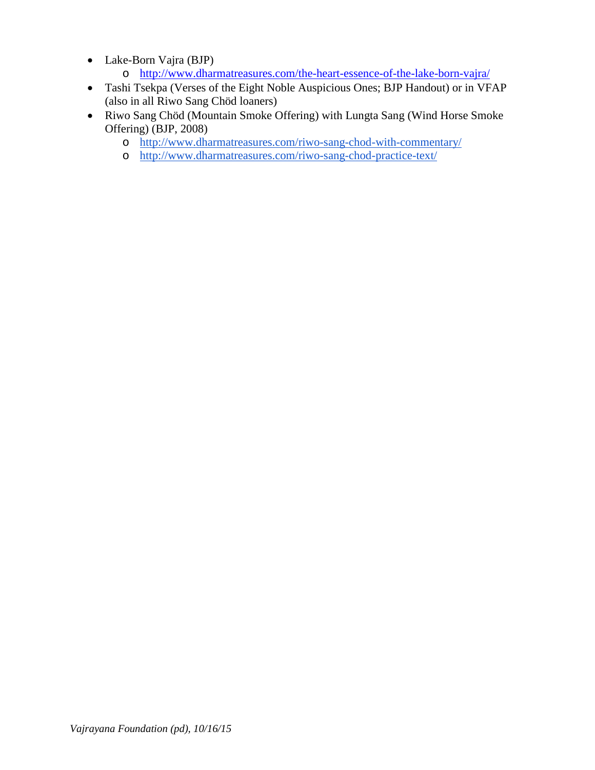- Lake-Born Vajra (BJP)
  - http://www.dharmatreasures.com/the-heart-essence-of-the-lake-born-vajra/
- Tashi Tsekpa (Verses of the Eight Noble Auspicious Ones; BJP Handout) or in VFAP (also in all Riwo Sang Chöd loaners)
- Riwo Sang Chöd (Mountain Smoke Offering) with Lungta Sang (Wind Horse Smoke Offering) (BJP, 2008)
  - http://www.dharmatreasures.com/riwo-sang-chod-with-commentary/
  - http://www.dharmatreasures.com/riwo-sang-chod-practice-text/

*Vajrayana Foundation (pd), 10/16/15*